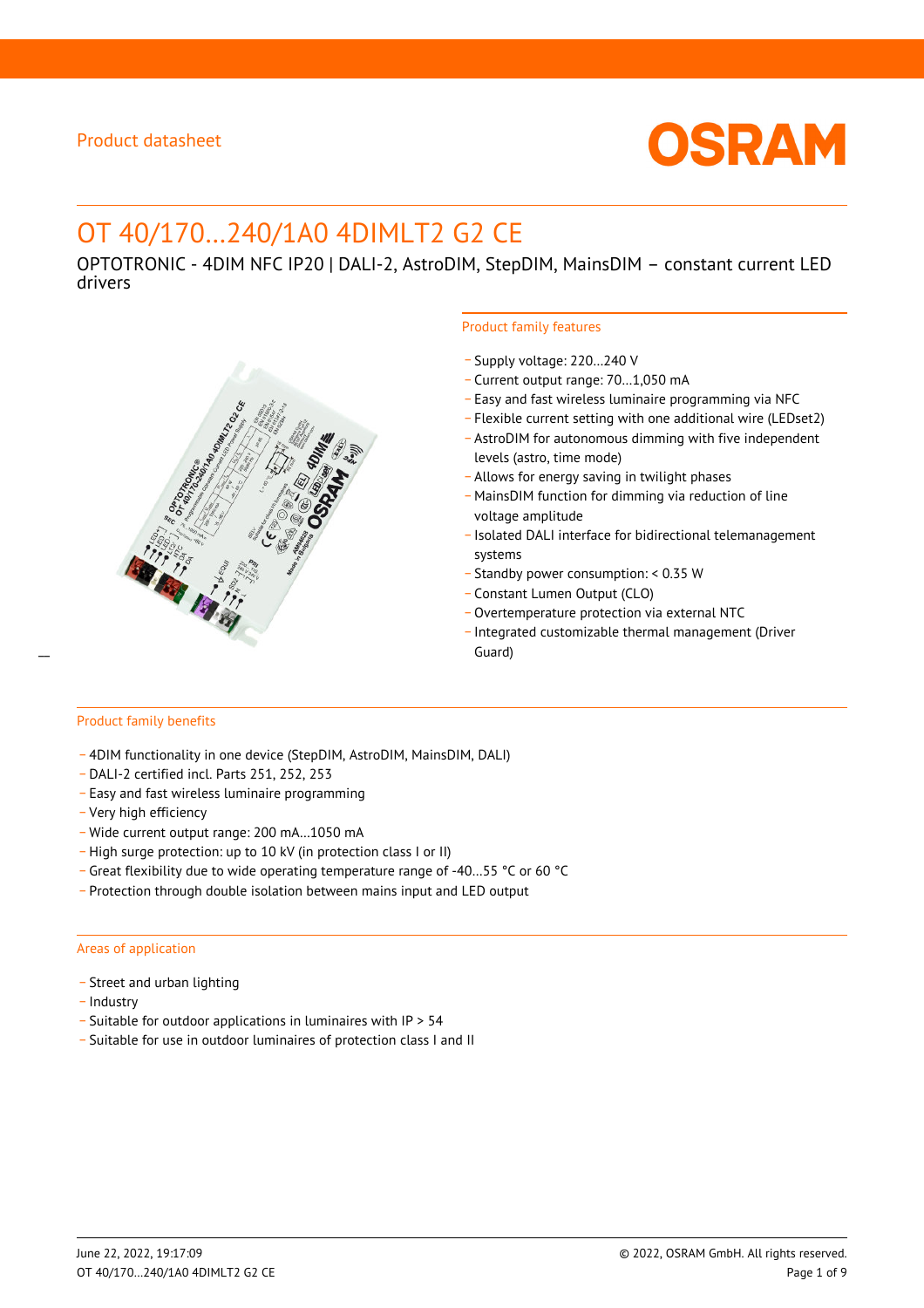Product datasheet

# OT 40/170…240/1A0 4DIMLT2 G2 CE

OPTOTRONIC - 4DIM NFC IP20 | DALI-2, AstroDIM, StepDIM, MainsDIM – constant current LED drivers

## Product family features

- Supply voltage: 220…240 V
- Current output range: 70…1,050 mA
- Easy and fast wireless luminaire programming via NFC
- Flexible current setting with one additional wire (LEDset2)
- AstroDIM for autonomous dimming with five independent levels (astro, time mode)
- Allows for energy saving in twilight phases
- MainsDIM function for dimming via reduction of line voltage amplitude
- Isolated DALI interface for bidirectional telemanagement systems
- Standby power consumption: < 0.35 W
- Constant Lumen Output (CLO)
- Overtemperature protection via external NTC
- Integrated customizable thermal management (Driver Guard)

## Product family benefits

- 4DIM functionality in one device (StepDIM, AstroDIM, MainsDIM, DALI)
- DALI-2 certified incl. Parts 251, 252, 253
- Easy and fast wireless luminaire programming
- Very high efficiency
- Wide current output range: 200 mA…1050 mA
- High surge protection: up to 10 kV (in protection class I or II)
- Great flexibility due to wide operating temperature range of -40…55 °C or 60 °C
- Protection through double isolation between mains input and LED output

## Areas of application

- Street and urban lighting
- Industry
- Suitable for outdoor applications in luminaires with IP > 54
- Suitable for use in outdoor luminaires of protection class I and II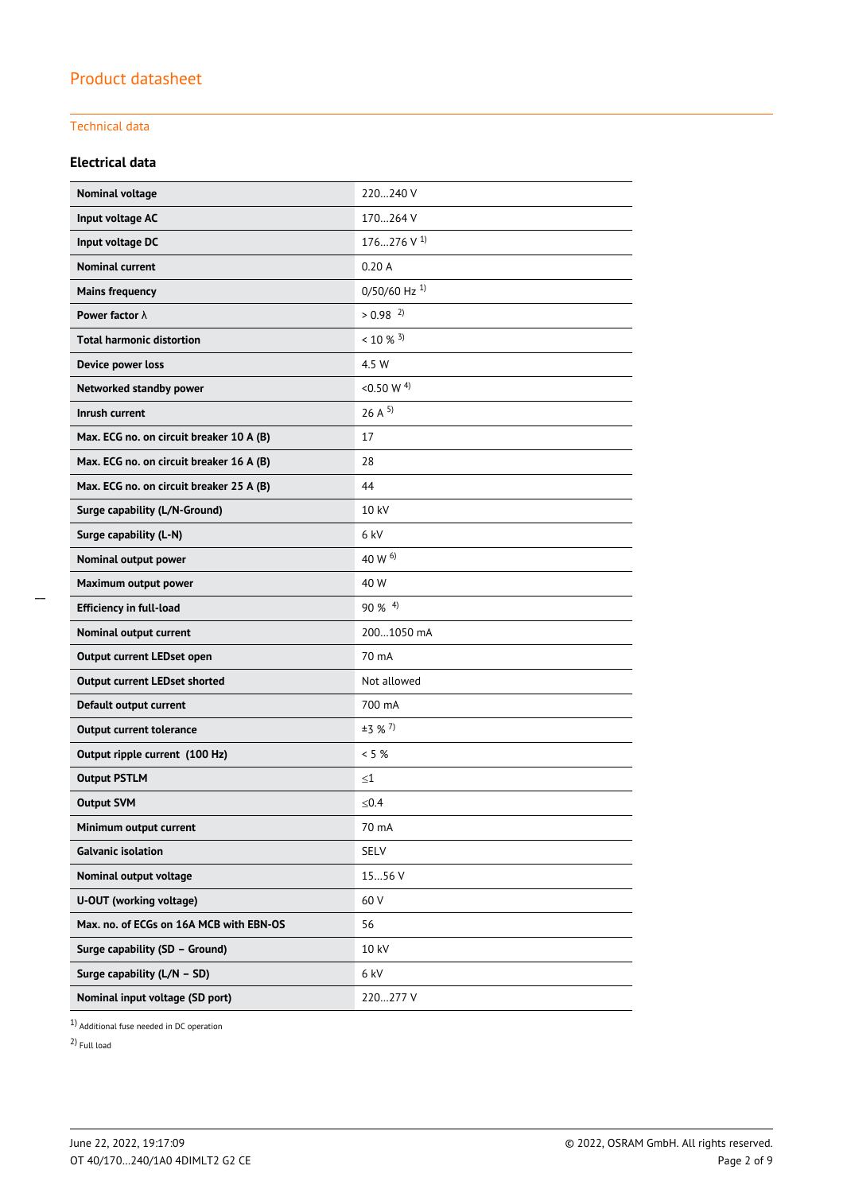## Product datasheet

### Technical data

#### Electrical data

| | |
|---|---|
| **Nominal voltage** | 220…240 V |
| **Input voltage AC** | 170…264 V |
| **Input voltage DC** | 176…276 V [1] |
| **Nominal current** | 0.20 A |
| **Mains frequency** | 0/50/60 Hz [1] |
| **Power factor λ** | > 0.98 [2] |
| **Total harmonic distortion** | < 10 % [3] |
| **Device power loss** | 4.5 W |
| **Networked standby power** | <0.50 W [4] |
| **Inrush current** | 26 A [5] |
| **Max. ECG no. on circuit breaker 10 A (B)** | 17 |
| **Max. ECG no. on circuit breaker 16 A (B)** | 28 |
| **Max. ECG no. on circuit breaker 25 A (B)** | 44 |
| **Surge capability (L/N-Ground)** | 10 kV |
| **Surge capability (L-N)** | 6 kV |
| **Nominal output power** | 40 W [6] |
| **Maximum output power** | 40 W |
| **Efficiency in full-load** | 90 % [4] |
| **Nominal output current** | 200…1050 mA |
| **Output current LEDset open** | 70 mA |
| **Output current LEDset shorted** | Not allowed |
| **Default output current** | 700 mA |
| **Output current tolerance** | ±3 % [7] |
| **Output ripple current (100 Hz)** | < 5 % |
| **Output PSTLM** | ≤1 |
| **Output SVM** | ≤0.4 |
| **Minimum output current** | 70 mA |
| **Galvanic isolation** | SELV |
| **Nominal output voltage** | 15…56 V |
| **U-OUT (working voltage)** | 60 V |
| **Max. no. of ECGs on 16A MCB with EBN-OS** | 56 |
| **Surge capability (SD – Ground)** | 10 kV |
| **Surge capability (L/N – SD)** | 6 kV |
| **Nominal input voltage (SD port)** | 220…277 V |

[1] Additional fuse needed in DC operation

[2] Full load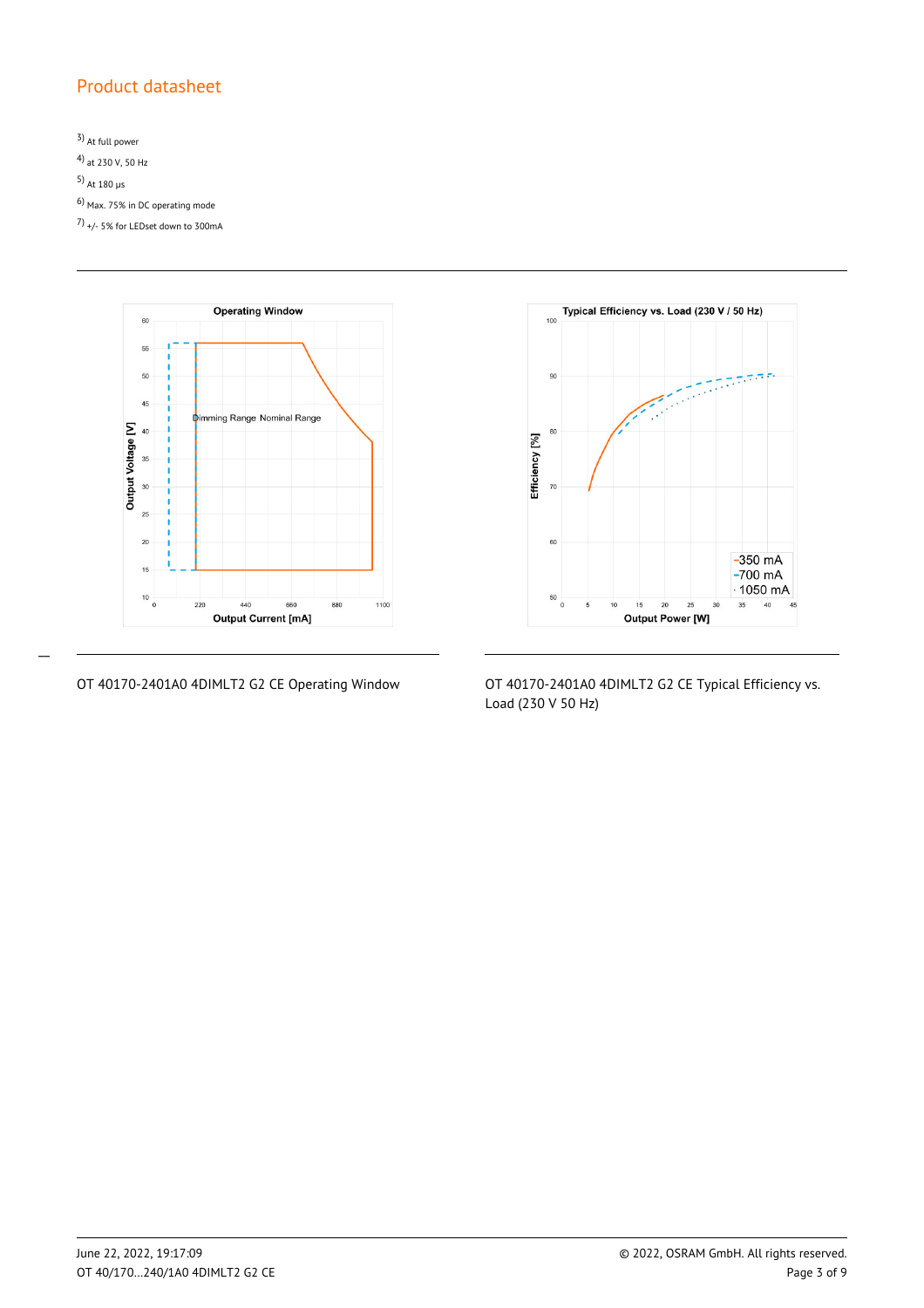## Product datasheet

3) At full power

4) at 230 V, 50 Hz

5) At 180 µs

6) Max. 75% in DC operating mode

7) +/- 5% for LEDset down to 300mA

OT 40170-2401A0 4DIMLT2 G2 CE Operating Window

OT 40170-2401A0 4DIMLT2 G2 CE Typical Efficiency vs. Load (230 V 50 Hz)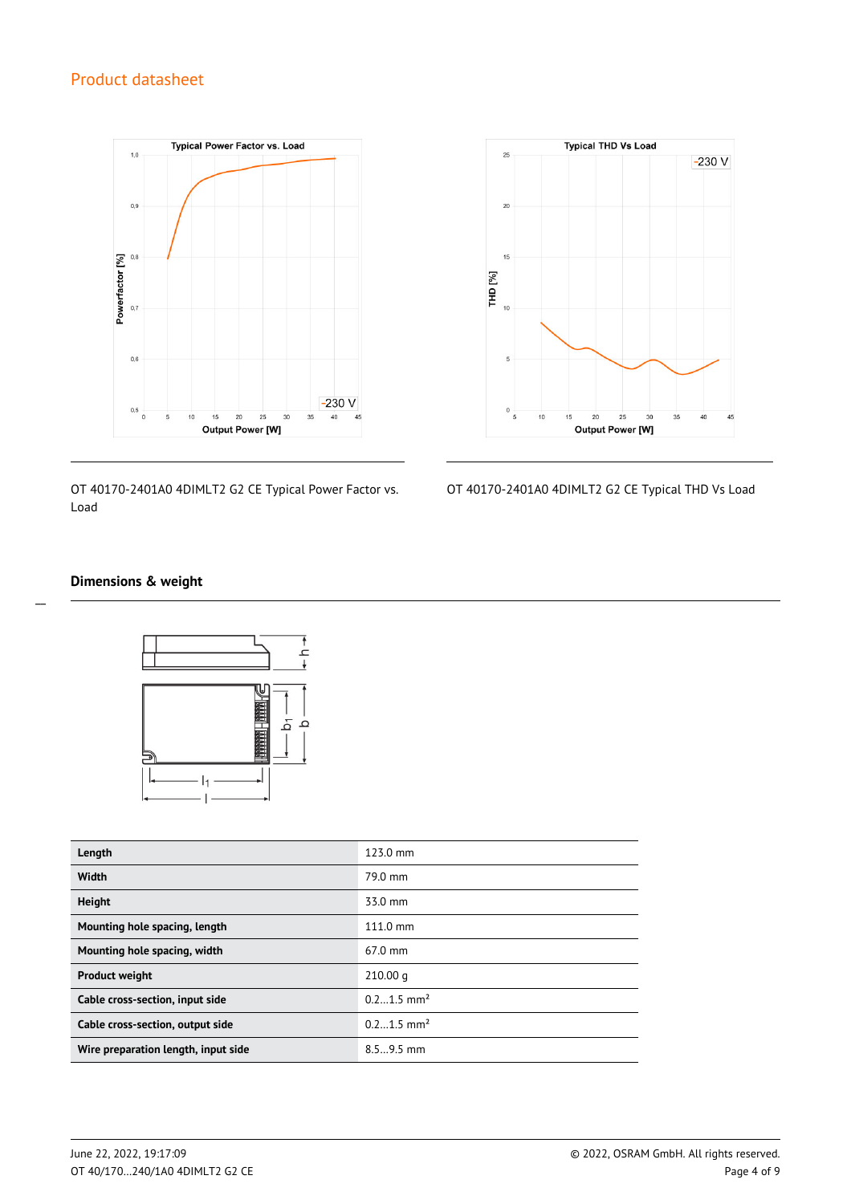OT 40170-2401A0 4DIMLT2 G2 CE Typical Power Factor vs. Load

OT 40170-2401A0 4DIMLT2 G2 CE Typical THD Vs Load

## Dimensions & weight

| Length | 123.0 mm |
|---|---|
| Width | 79.0 mm |
| Height | 33.0 mm |
| Mounting hole spacing, length | 111.0 mm |
| Mounting hole spacing, width | 67.0 mm |
| Product weight | 210.00 g |
| Cable cross-section, input side | 0.2…1.5 mm² |
| Cable cross-section, output side | 0.2…1.5 mm² |
| Wire preparation length, input side | 8.5…9.5 mm |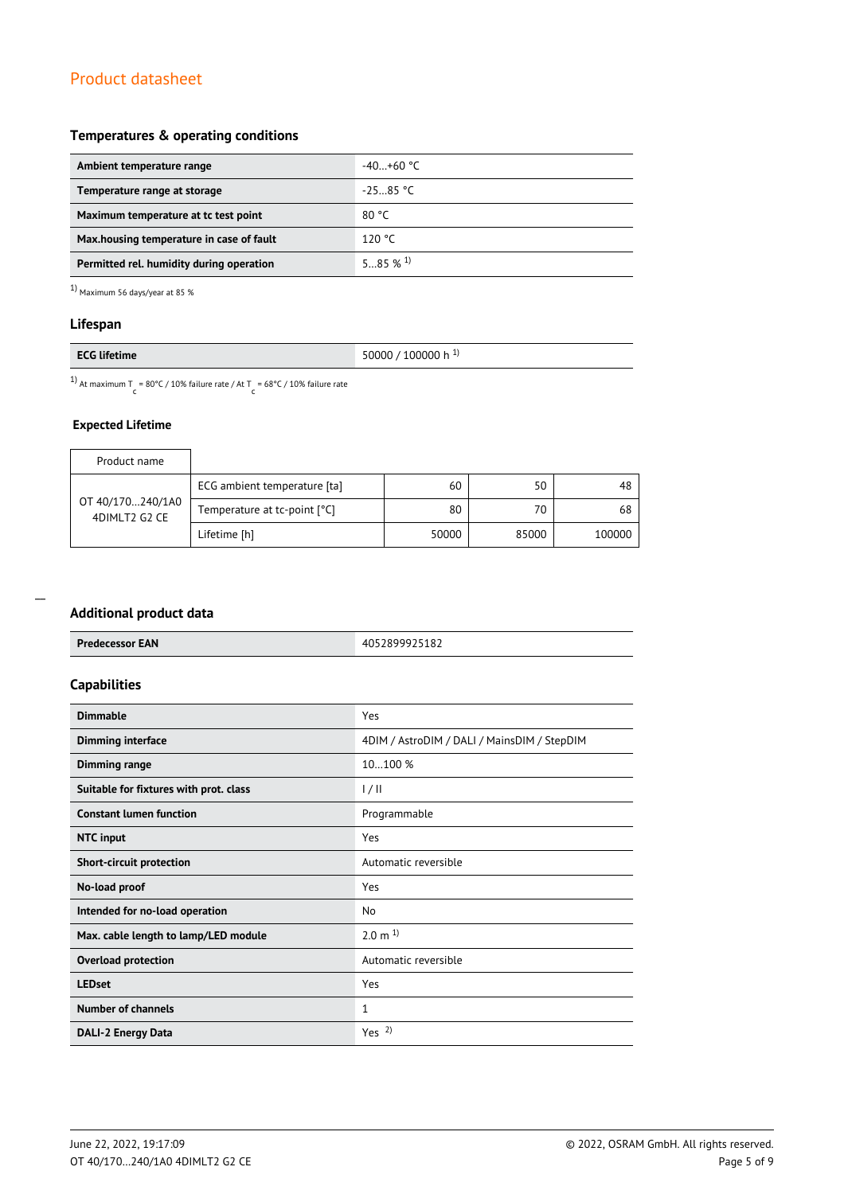## Product datasheet

### Temperatures & operating conditions

| Ambient temperature range | -40…+60 °C |
|---|---|
| Temperature range at storage | -25…85 °C |
| Maximum temperature at tc test point | 80 °C |
| Max.housing temperature in case of fault | 120 °C |
| Permitted rel. humidity during operation | 5…85 % [1] |

[1] Maximum 56 days/year at 85 %

### Lifespan

| ECG lifetime | 50000 / 100000 h [1] |
|---|---|

[1] At maximum $T_c$ = 80°C / 10% failure rate / At $T_c$ = 68°C / 10% failure rate

### Expected Lifetime

| Product name | | | | |
|---|---|---|---|---|
| OT 40/170…240/1A0 4DIMLT2 G2 CE | ECG ambient temperature [ta] | 60 | 50 | 48 |
| | Temperature at tc-point [°C] | 80 | 70 | 68 |
| | Lifetime [h] | 50000 | 85000 | 100000 |

### Additional product data

| Predecessor EAN | 4052899925182 |
|---|---|

### Capabilities

| Dimmable | Yes |
|---|---|
| Dimming interface | 4DIM / AstroDIM / DALI / MainsDIM / StepDIM |
| Dimming range | 10…100 % |
| Suitable for fixtures with prot. class | I / II |
| Constant lumen function | Programmable |
| NTC input | Yes |
| Short-circuit protection | Automatic reversible |
| No-load proof | Yes |
| Intended for no-load operation | No |
| Max. cable length to lamp/LED module | 2.0 m [1] |
| Overload protection | Automatic reversible |
| LEDset | Yes |
| Number of channels | 1 |
| DALI-2 Energy Data | Yes [2] |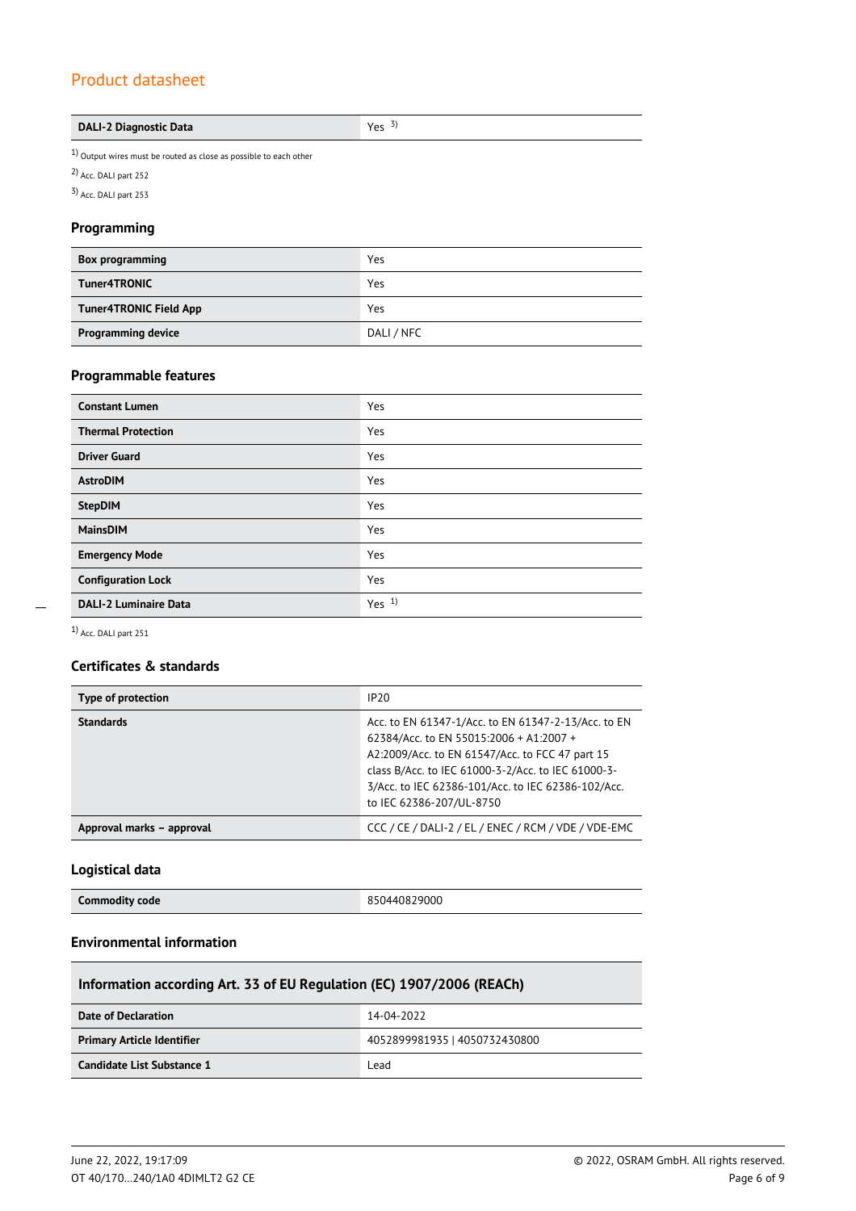| DALI-2 Diagnostic Data | Yes [3] |
|---|---|

[1] Output wires must be routed as close as possible to each other

[2] Acc. DALI part 252

[3] Acc. DALI part 253

### Programming

| Box programming | Yes |
|---|---|
| Tuner4TRONIC | Yes |
| Tuner4TRONIC Field App | Yes |
| Programming device | DALI / NFC |

### Programmable features

| Constant Lumen | Yes |
|---|---|
| Thermal Protection | Yes |
| Driver Guard | Yes |
| AstroDIM | Yes |
| StepDIM | Yes |
| MainsDIM | Yes |
| Emergency Mode | Yes |
| Configuration Lock | Yes |
| DALI-2 Luminaire Data | Yes [1] |

[1] Acc. DALI part 251

### Certificates & standards

| Type of protection | IP20 |
|---|---|
| Standards | Acc. to EN 61347-1/Acc. to EN 61347-2-13/Acc. to EN 62384/Acc. to EN 55015:2006 + A1:2007 + A2:2009/Acc. to EN 61547/Acc. to FCC 47 part 15 class B/Acc. to IEC 61000-3-2/Acc. to IEC 61000-3-3/Acc. to IEC 62386-101/Acc. to IEC 62386-102/Acc. to IEC 62386-207/UL-8750 |
| Approval marks – approval | CCC / CE / DALI-2 / EL / ENEC / RCM / VDE / VDE-EMC |

### Logistical data

| Commodity code | 850440829000 |
|---|---|

### Environmental information

| Information according Art. 33 of EU Regulation (EC) 1907/2006 (REACh) | |
|---|---|
| Date of Declaration | 14-04-2022 |
| Primary Article Identifier | 4052899981935 \| 4050732430800 |
| Candidate List Substance 1 | Lead |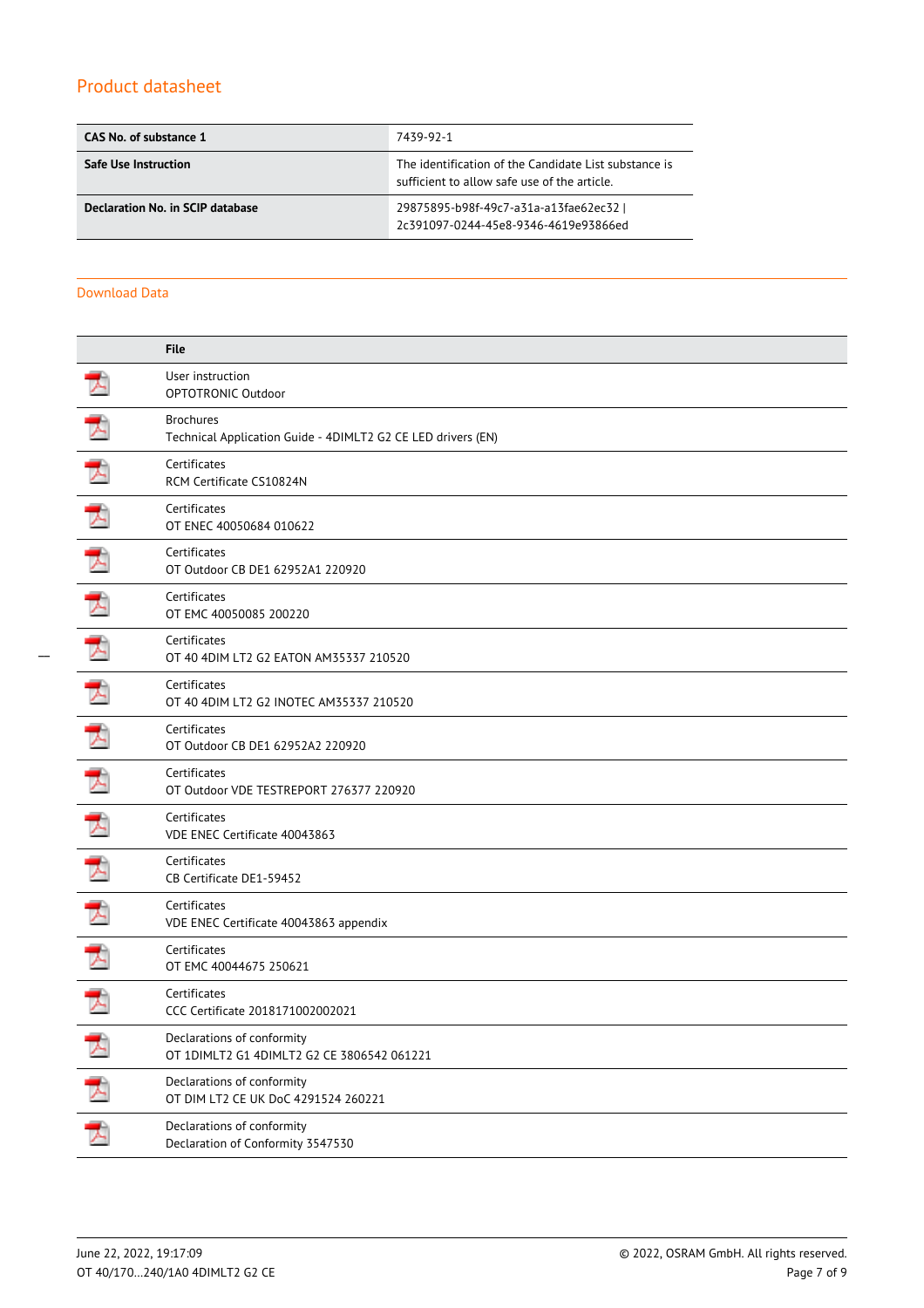## Product datasheet

| CAS No. of substance 1 | 7439-92-1 |
| --- | --- |
| Safe Use Instruction | The identification of the Candidate List substance is sufficient to allow safe use of the article. |
| Declaration No. in SCIP database | 29875895-b98f-49c7-a31a-a13fae62ec32 \| 2c391097-0244-45e8-9346-4619e93866ed |

## Download Data

| | File |
| --- | --- |
| | User instruction<br>OPTOTRONIC Outdoor |
| | Brochures<br>Technical Application Guide - 4DIMLT2 G2 CE LED drivers (EN) |
| | Certificates<br>RCM Certificate CS10824N |
| | Certificates<br>OT ENEC 40050684 010622 |
| | Certificates<br>OT Outdoor CB DE1 62952A1 220920 |
| | Certificates<br>OT EMC 40050085 200220 |
| | Certificates<br>OT 40 4DIM LT2 G2 EATON AM35337 210520 |
| | Certificates<br>OT 40 4DIM LT2 G2 INOTEC AM35337 210520 |
| | Certificates<br>OT Outdoor CB DE1 62952A2 220920 |
| | Certificates<br>OT Outdoor VDE TESTREPORT 276377 220920 |
| | Certificates<br>VDE ENEC Certificate 40043863 |
| | Certificates<br>CB Certificate DE1-59452 |
| | Certificates<br>VDE ENEC Certificate 40043863 appendix |
| | Certificates<br>OT EMC 40044675 250621 |
| | Certificates<br>CCC Certificate 2018171002002021 |
| | Declarations of conformity<br>OT 1DIMLT2 G1 4DIMLT2 G2 CE 3806542 061221 |
| | Declarations of conformity<br>OT DIM LT2 CE UK DoC 4291524 260221 |
| | Declarations of conformity<br>Declaration of Conformity 3547530 |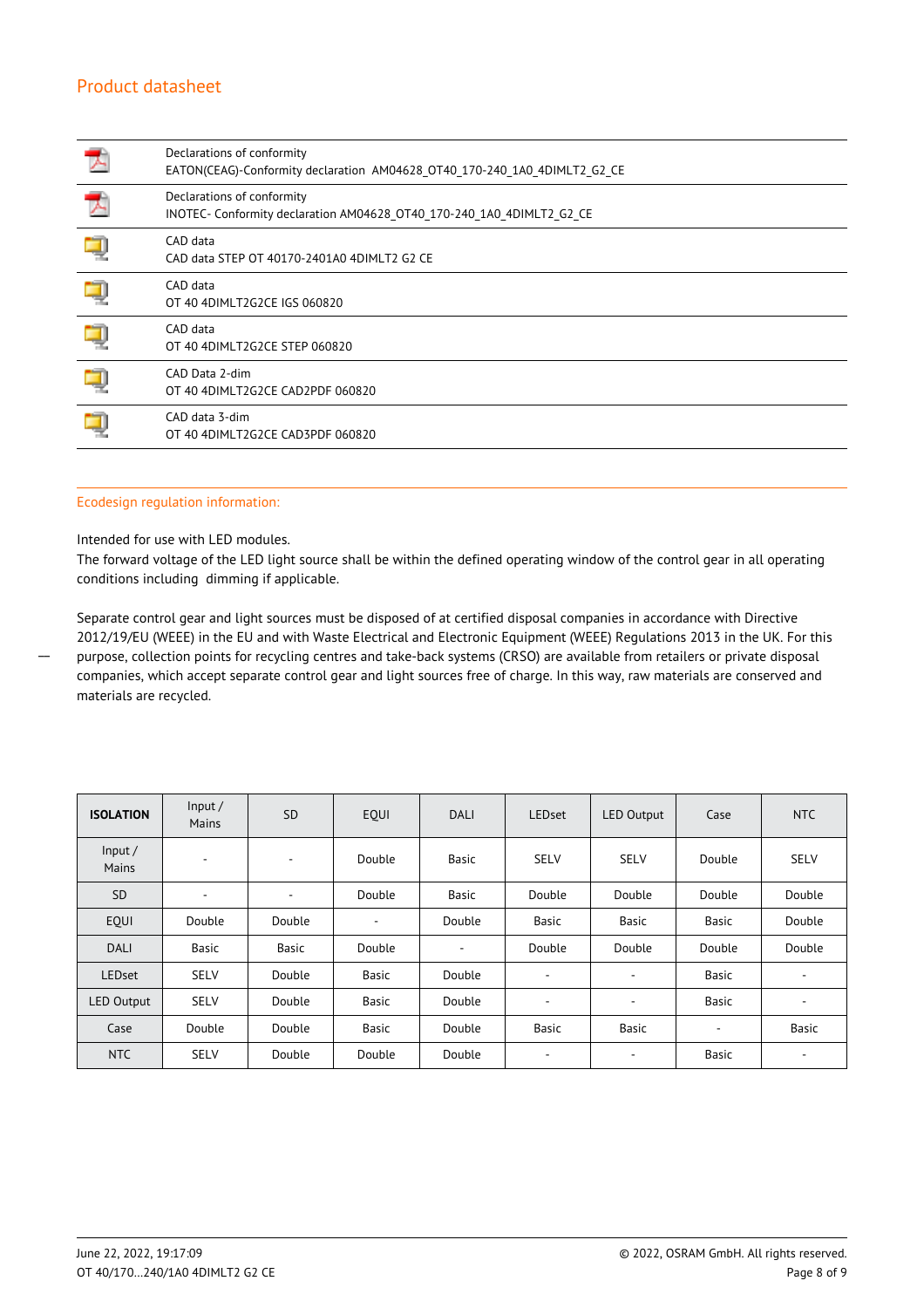| | |
|---|---|
| | Declarations of conformity<br>EATON(CEAG)-Conformity declaration AM04628_OT40_170-240_1A0_4DIMLT2_G2_CE |
| | Declarations of conformity<br>INOTEC- Conformity declaration AM04628_OT40_170-240_1A0_4DIMLT2_G2_CE |
| | CAD data<br>CAD data STEP OT 40170-2401A0 4DIMLT2 G2 CE |
| | CAD data<br>OT 40 4DIMLT2G2CE IGS 060820 |
| | CAD data<br>OT 40 4DIMLT2G2CE STEP 060820 |
| | CAD Data 2-dim<br>OT 40 4DIMLT2G2CE CAD2PDF 060820 |
| | CAD data 3-dim<br>OT 40 4DIMLT2G2CE CAD3PDF 060820 |

## Ecodesign regulation information:

Intended for use with LED modules.
The forward voltage of the LED light source shall be within the defined operating window of the control gear in all operating conditions including dimming if applicable.

Separate control gear and light sources must be disposed of at certified disposal companies in accordance with Directive 2012/19/EU (WEEE) in the EU and with Waste Electrical and Electronic Equipment (WEEE) Regulations 2013 in the UK. For this purpose, collection points for recycling centres and take-back systems (CRSO) are available from retailers or private disposal companies, which accept separate control gear and light sources free of charge. In this way, raw materials are conserved and materials are recycled.

| **ISOLATION** | Input / Mains | SD | EQUI | DALI | LEDset | LED Output | Case | NTC |
|---|---|---|---|---|---|---|---|---|
| Input / Mains | - | - | Double | Basic | SELV | SELV | Double | SELV |
| SD | - | - | Double | Basic | Double | Double | Double | Double |
| EQUI | Double | Double | - | Double | Basic | Basic | Basic | Double |
| DALI | Basic | Basic | Double | - | Double | Double | Double | Double |
| LEDset | SELV | Double | Basic | Double | - | - | Basic | - |
| LED Output | SELV | Double | Basic | Double | - | - | Basic | - |
| Case | Double | Double | Basic | Double | Basic | Basic | - | Basic |
| NTC | SELV | Double | Double | Double | - | - | Basic | - |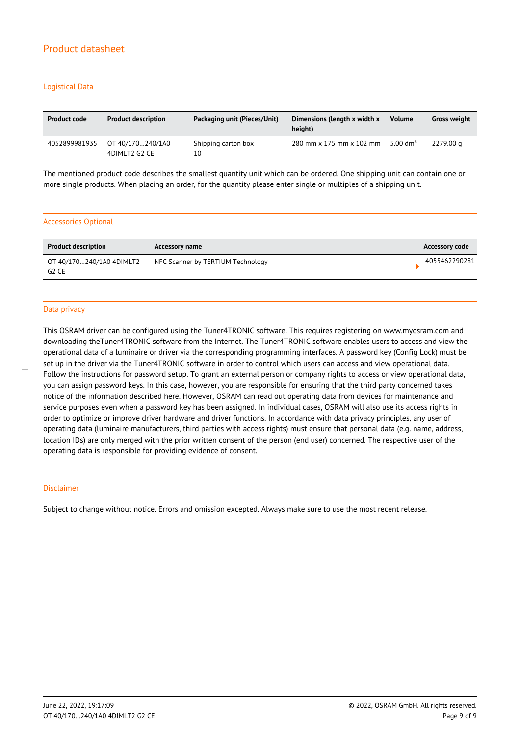## Logistical Data

| Product code | Product description | Packaging unit (Pieces/Unit) | Dimensions (length x width x height) | Volume | Gross weight |
|---|---|---|---|---|---|
| 4052899981935 | OT 40/170…240/1A0 4DIMLT2 G2 CE | Shipping carton box 10 | 280 mm x 175 mm x 102 mm | 5.00 dm³ | 2279.00 g |

The mentioned product code describes the smallest quantity unit which can be ordered. One shipping unit can contain one or more single products. When placing an order, for the quantity please enter single or multiples of a shipping unit.

## Accessories Optional

| Product description | Accessory name | Accessory code |
|---|---|---|
| OT 40/170…240/1A0 4DIMLT2 G2 CE | NFC Scanner by TERTIUM Technology | 4055462290281 |

## Data privacy

This OSRAM driver can be configured using the Tuner4TRONIC software. This requires registering on www.myosram.com and downloading theTuner4TRONIC software from the Internet. The Tuner4TRONIC software enables users to access and view the operational data of a luminaire or driver via the corresponding programming interfaces. A password key (Config Lock) must be set up in the driver via the Tuner4TRONIC software in order to control which users can access and view operational data. Follow the instructions for password setup. To grant an external person or company rights to access or view operational data, you can assign password keys. In this case, however, you are responsible for ensuring that the third party concerned takes notice of the information described here. However, OSRAM can read out operating data from devices for maintenance and service purposes even when a password key has been assigned. In individual cases, OSRAM will also use its access rights in order to optimize or improve driver hardware and driver functions. In accordance with data privacy principles, any user of operating data (luminaire manufacturers, third parties with access rights) must ensure that personal data (e.g. name, address, location IDs) are only merged with the prior written consent of the person (end user) concerned. The respective user of the operating data is responsible for providing evidence of consent.

## Disclaimer

Subject to change without notice. Errors and omission excepted. Always make sure to use the most recent release.